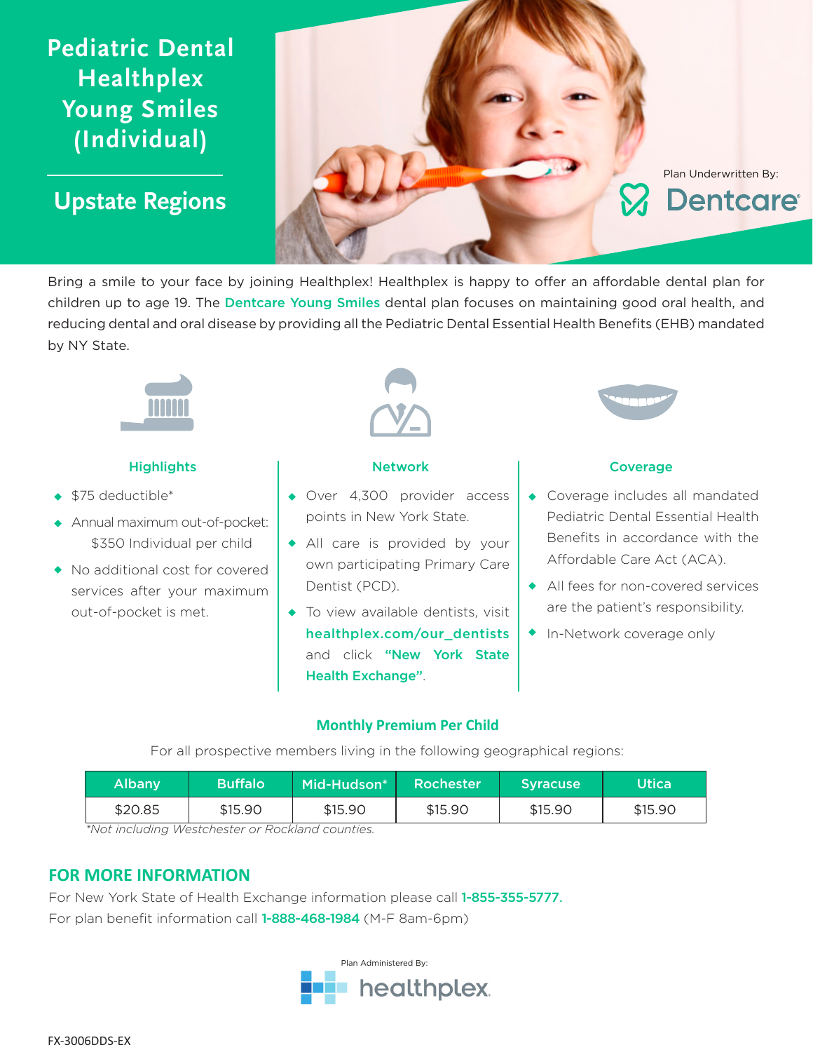# Pediatric Dental Healthplex Young Smiles (Individual)

## Upstate Regions

Plan Underwritten By: Dentcare

Bring a smile to your face by joining Healthplex! Healthplex is happy to offer an affordable dental plan for children up to age 19. The **Dentcare Young Smiles** dental plan focuses on maintaining good oral health, and reducing dental and oral disease by providing all the Pediatric Dental Essential Health Benefits (EHB) mandated by NY State.

### Highlights

- $75 deductible*
- Annual maximum out-of-pocket: $350 Individual per child
- No additional cost for covered services after your maximum out-of-pocket is met.

### Network

- Over 4,300 provider access points in New York State.
- All care is provided by your own participating Primary Care Dentist (PCD).
- To view available dentists, visit **healthplex.com/our_dentists** and click **"New York State Health Exchange"**.

### Coverage

- Coverage includes all mandated Pediatric Dental Essential Health Benefits in accordance with the Affordable Care Act (ACA).
- All fees for non-covered services are the patient's responsibility.
- In-Network coverage only

### Monthly Premium Per Child

For all prospective members living in the following geographical regions:

| Albany | Buffalo | Mid-Hudson* | Rochester | Syracuse | Utica |
|---|---|---|---|---|---|
| $20.85 | $15.90 | $15.90 | $15.90 | $15.90 | $15.90 |

*Not including Westchester or Rockland counties.*

## FOR MORE INFORMATION

For New York State of Health Exchange information please call **1-855-355-5777.**

For plan benefit information call **1-888-468-1984** (M-F 8am-6pm)

Plan Administered By: healthplex

FX-3006DDS-EX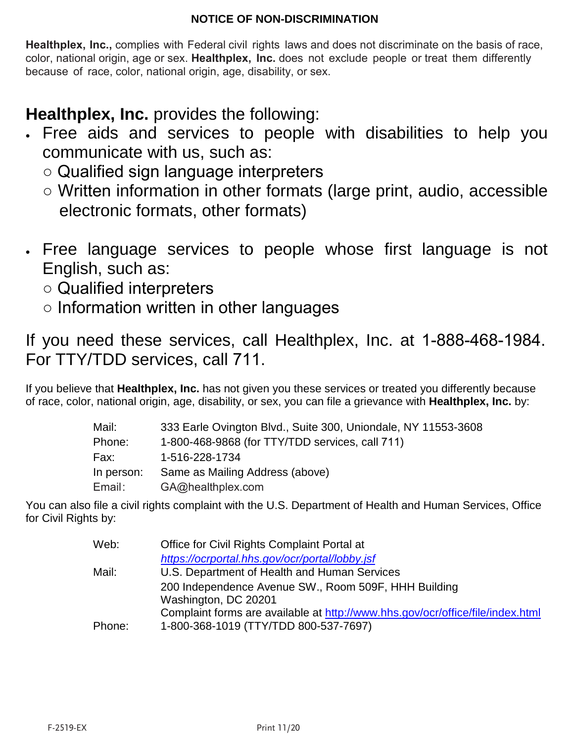## NOTICE OF NON-DISCRIMINATION

**Healthplex, Inc.,** complies with Federal civil rights laws and does not discriminate on the basis of race, color, national origin, age or sex. **Healthplex, Inc.** does not exclude people or treat them differently because of race, color, national origin, age, disability, or sex.

## **Healthplex, Inc.** provides the following:

- Free aids and services to people with disabilities to help you communicate with us, such as:
  - Qualified sign language interpreters
  - Written information in other formats (large print, audio, accessible electronic formats, other formats)
- Free language services to people whose first language is not English, such as:
  - Qualified interpreters
  - Information written in other languages

If you need these services, call Healthplex, Inc. at 1-888-468-1984. For TTY/TDD services, call 711.

If you believe that **Healthplex, Inc.** has not given you these services or treated you differently because of race, color, national origin, age, disability, or sex, you can file a grievance with **Healthplex, Inc.** by:

| | |
|---|---|
| Mail: | 333 Earle Ovington Blvd., Suite 300, Uniondale, NY 11553-3608 |
| Phone: | 1-800-468-9868 (for TTY/TDD services, call 711) |
| Fax: | 1-516-228-1734 |
| In person: | Same as Mailing Address (above) |
| Email: | GA@healthplex.com |

You can also file a civil rights complaint with the U.S. Department of Health and Human Services, Office for Civil Rights by:

| | |
|---|---|
| Web: | Office for Civil Rights Complaint Portal at *https://ocrportal.hhs.gov/ocr/portal/lobby.jsf* |
| Mail: | U.S. Department of Health and Human Services<br>200 Independence Avenue SW., Room 509F, HHH Building<br>Washington, DC 20201<br>Complaint forms are available at http://www.hhs.gov/ocr/office/file/index.html |
| Phone: | 1-800-368-1019 (TTY/TDD 800-537-7697) |

F-2519-EX Print 11/20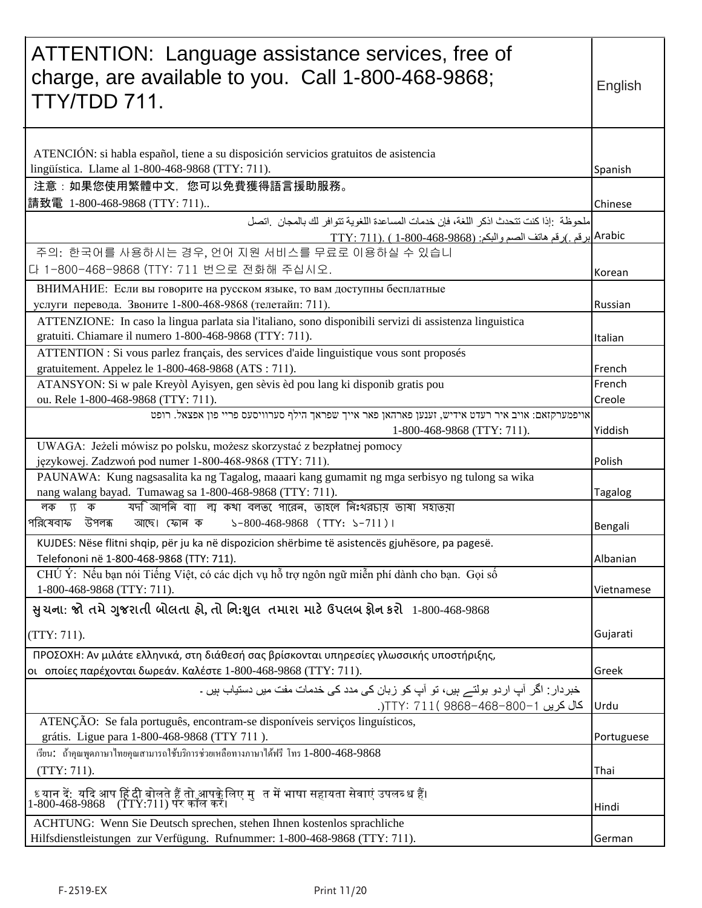| | |
|---|---|
| ATTENTION: Language assistance services, free of charge, are available to you. Call 1-800-468-9868; TTY/TDD 711. | English |
| ATENCIÓN: si habla español, tiene a su disposición servicios gratuitos de asistencia lingüística. Llame al 1-800-468-9868 (TTY: 711). | Spanish |
| 注意：如果您使用繁體中文，您可以免費獲得語言援助服務。請致電 1-800-468-9868 (TTY: 711).. | Chinese |
| ملحوظة: إذا كنت تتحدث اذكر اللغة، فإن خدمات المساعدة اللغوية تتوافر لك بالمجان. اتصل برقم (رقم هاتف الصم والبكم: 1-800-468-9868) TTY: 711). | Arabic |
| 주의: 한국어를 사용하시는 경우, 언어 지원 서비스를 무료로 이용하실 수 있습니다 1-800-468-9868 (TTY: 711 번으로 전화해 주십시오. | Korean |
| ВНИМАНИЕ: Если вы говорите на русском языке, то вам доступны бесплатные услуги перевода. Звоните 1-800-468-9868 (телетайп: 711). | Russian |
| ATTENZIONE: In caso la lingua parlata sia l'italiano, sono disponibili servizi di assistenza linguistica gratuiti. Chiamare il numero 1-800-468-9868 (TTY: 711). | Italian |
| ATTENTION : Si vous parlez français, des services d'aide linguistique vous sont proposés gratuitement. Appelez le 1-800-468-9868 (ATS : 711). | French |
| ATANSYON: Si w pale Kreyòl Ayisyen, gen sèvis èd pou lang ki disponib gratis pou ou. Rele 1-800-468-9868 (TTY: 711). | French Creole |
| אויפמערקזאם: אויב איר רעדט אידיש, זענען פארהאן פאר אייך שפראך הילף סערוויסעס פריי פון אפצאל. רופט 1-800-468-9868 (TTY: 711). | Yiddish |
| UWAGA: Jeżeli mówisz po polsku, możesz skorzystać z bezpłatnej pomocy językowej. Zadzwoń pod numer 1-800-468-9868 (TTY: 711). | Polish |
| PAUNAWA: Kung nagsasalita ka ng Tagalog, maaari kang gumamit ng mga serbisyo ng tulong sa wika nang walang bayad. Tumawag sa 1-800-468-9868 (TTY: 711). | Tagalog |
| লক্ষ্য করুন: যদি আপনি বাংলা কথা বলতে পারেন, তাহলে নিঃখরচায় ভাষা সহায়তা পরিষেবা উপলব্ধ আছে। ফোন করুন ১-800-468-9868 (TTY: ১-711)। | Bengali |
| KUJDES: Nëse flitni shqip, për ju ka në dispozicion shërbime të asistencës gjuhësore, pa pagesë. Telefononi në 1-800-468-9868 (TTY: 711). | Albanian |
| CHÚ Ý: Nếu bạn nói Tiếng Việt, có các dịch vụ hỗ trợ ngôn ngữ miễn phí dành cho bạn. Gọi số 1-800-468-9868 (TTY: 711). | Vietnamese |
| સુચના: જો તમે ગુજરાતી બોલતા હો, તો નિ:શુલ્ક તમારા માટે ઉપલબ્ધ ફોન કરો 1-800-468-9868 (TTY: 711). | Gujarati |
| ΠΡΟΣΟΧΗ: Αν μιλάτε ελληνικά, στη διάθεσή σας βρίσκονται υπηρεσίες γλωσσικής υποστήριξης, οι οποίες παρέχονται δωρεάν. Καλέστε 1-800-468-9868 (TTY: 711). | Greek |
| خبردار: اگر آپ اردو بولتے ہیں، تو آپ کو زبان کی مدد کی خدمات مفت میں دستیاب ہیں ۔ کال کریں 1-800-468-9868 (TTY: 711). | Urdu |
| ATENÇÃO: Se fala português, encontram-se disponíveis serviços linguísticos, grátis. Ligue para 1-800-468-9868 (TTY 711 ). | Portuguese |
| เรียน: ถ้าคุณพูดภาษาไทยคุณสามารถใช้บริการช่วยเหลือทางภาษาได้ฟรี โทร 1-800-468-9868 (TTY: 711). | Thai |
| ध्यान दें: यदि आप हिंदी बोलते हैं तो आपके लिए मुफ्त में भाषा सहायता सेवाएं उपलब्ध हैं। 1-800-468-9868 (TTY:711) पर कॉल करें। | Hindi |
| ACHTUNG: Wenn Sie Deutsch sprechen, stehen Ihnen kostenlos sprachliche Hilfsdienstleistungen zur Verfügung. Rufnummer: 1-800-468-9868 (TTY: 711). | German |

F-2519-EX Print 11/20